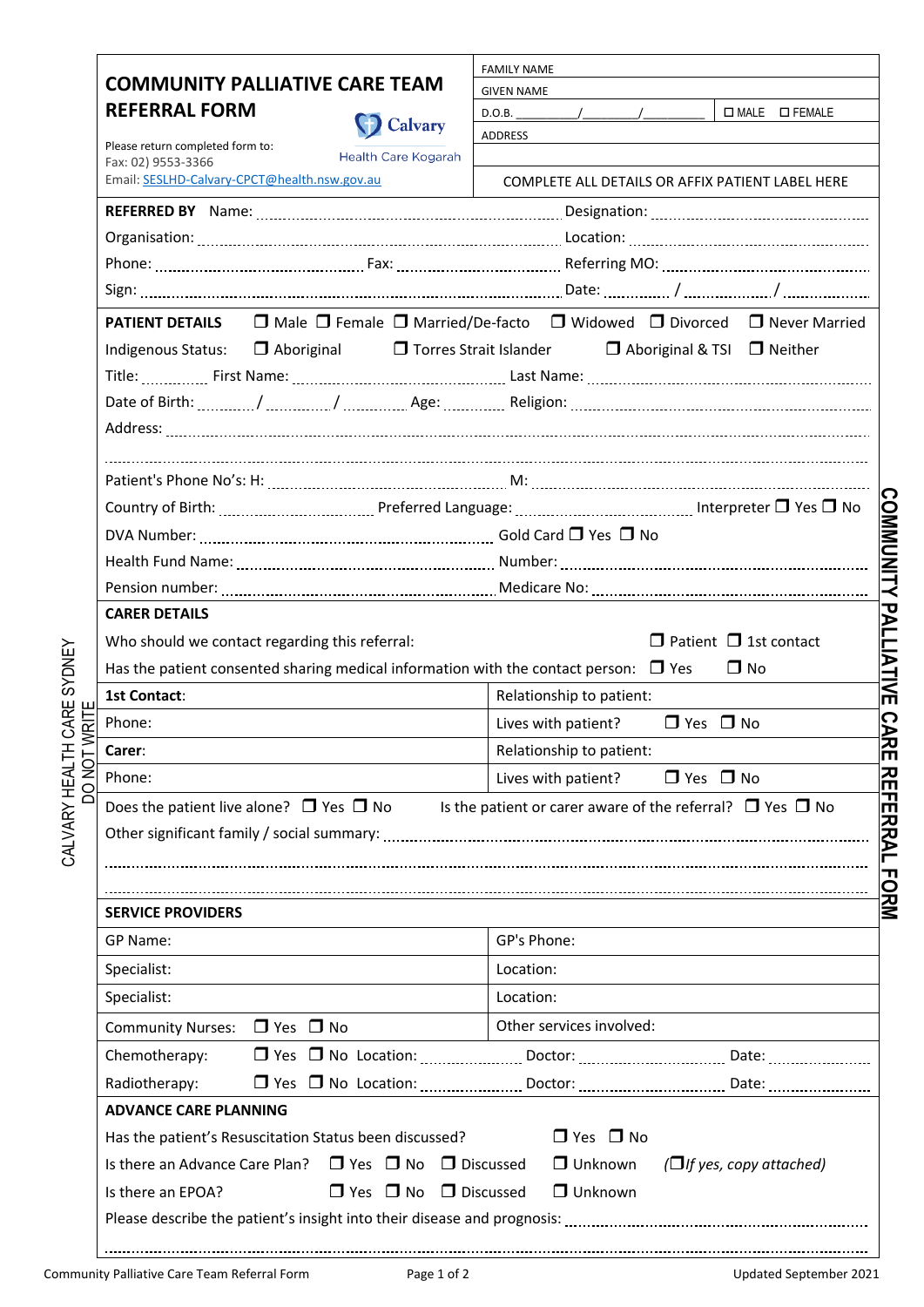# COMMUNITY PALLIATIVE CARE TEAM REFERRAL FORM

Calvary Health Care Kogarah

Please return completed form to:
Fax: 02) 9553-3366
Email: SESLHD-Calvary-CPCT@health.nsw.gov.au

| | |
|---|---|
| FAMILY NAME | |
| GIVEN NAME | |
| D.O.B. ________/________/_________ | ☐ MALE ☐ FEMALE |
| ADDRESS | |
| COMPLETE ALL DETAILS OR AFFIX PATIENT LABEL HERE | |

**REFERRED BY** Name: .................................................... Designation: ....................................

Organisation: .................................................... Location: ....................................

Phone: .................................... Fax: .................................... Referring MO: ....................................

Sign: .................................................... Date: ........... / ............... / ...............

**PATIENT DETAILS** ❒ Male ❒ Female ❒ Married/De-facto ❒ Widowed ❒ Divorced ❒ Never Married

Indigenous Status: ❒ Aboriginal ❒ Torres Strait Islander ❒ Aboriginal & TSI ❒ Neither

Title: ............ First Name: .................................... Last Name: ....................................

Date of Birth: .........../.........../........... Age: ........... Religion: ....................................

Address: ........................................................................................................

........................................................................................................

Patient's Phone No's: H: .................................... M: ....................................

Country of Birth: .................................... Preferred Language: .................................... Interpreter ❒ Yes ❒ No

DVA Number: .................................... Gold Card ❒ Yes ❒ No

Health Fund Name: .................................... Number: ....................................

Pension number: .................................... Medicare No: ....................................

**CARER DETAILS**

Who should we contact regarding this referral: ❒ Patient ❒ 1st contact

Has the patient consented sharing medical information with the contact person: ❒ Yes ❒ No

| | |
|---|---|
| **1st Contact**: | Relationship to patient: |
| Phone: | Lives with patient? ❒ Yes ❒ No |
| **Carer**: | Relationship to patient: |
| Phone: | Lives with patient? ❒ Yes ❒ No |

Does the patient live alone? ❒ Yes ❒ No Is the patient or carer aware of the referral? ❒ Yes ❒ No

Other significant family / social summary: ........................................................................................................

........................................................................................................

........................................................................................................

**SERVICE PROVIDERS**

| | |
|---|---|
| GP Name: | GP's Phone: |
| Specialist: | Location: |
| Specialist: | Location: |
| Community Nurses: ❒ Yes ❒ No | Other services involved: |

Chemotherapy: ❒ Yes ❒ No Location: .................. Doctor: .................................... Date: ..................

Radiotherapy: ❒ Yes ❒ No Location: .................. Doctor: .................................... Date: ..................

**ADVANCE CARE PLANNING**

Has the patient's Resuscitation Status been discussed? ❒ Yes ❒ No

Is there an Advance Care Plan? ❒ Yes ❒ No ❒ Discussed ❒ Unknown (*❒If yes, copy attached)*

Is there an EPOA? ❒ Yes ❒ No ❒ Discussed ❒ Unknown

Please describe the patient's insight into their disease and prognosis: ....................................

........................................................................................................

CALVARY HEALTH CARE SYDNEY DO NOT WRITE

COMMUNITY PALLIATIVE CARE REFERRAL FORM

Updated September 2021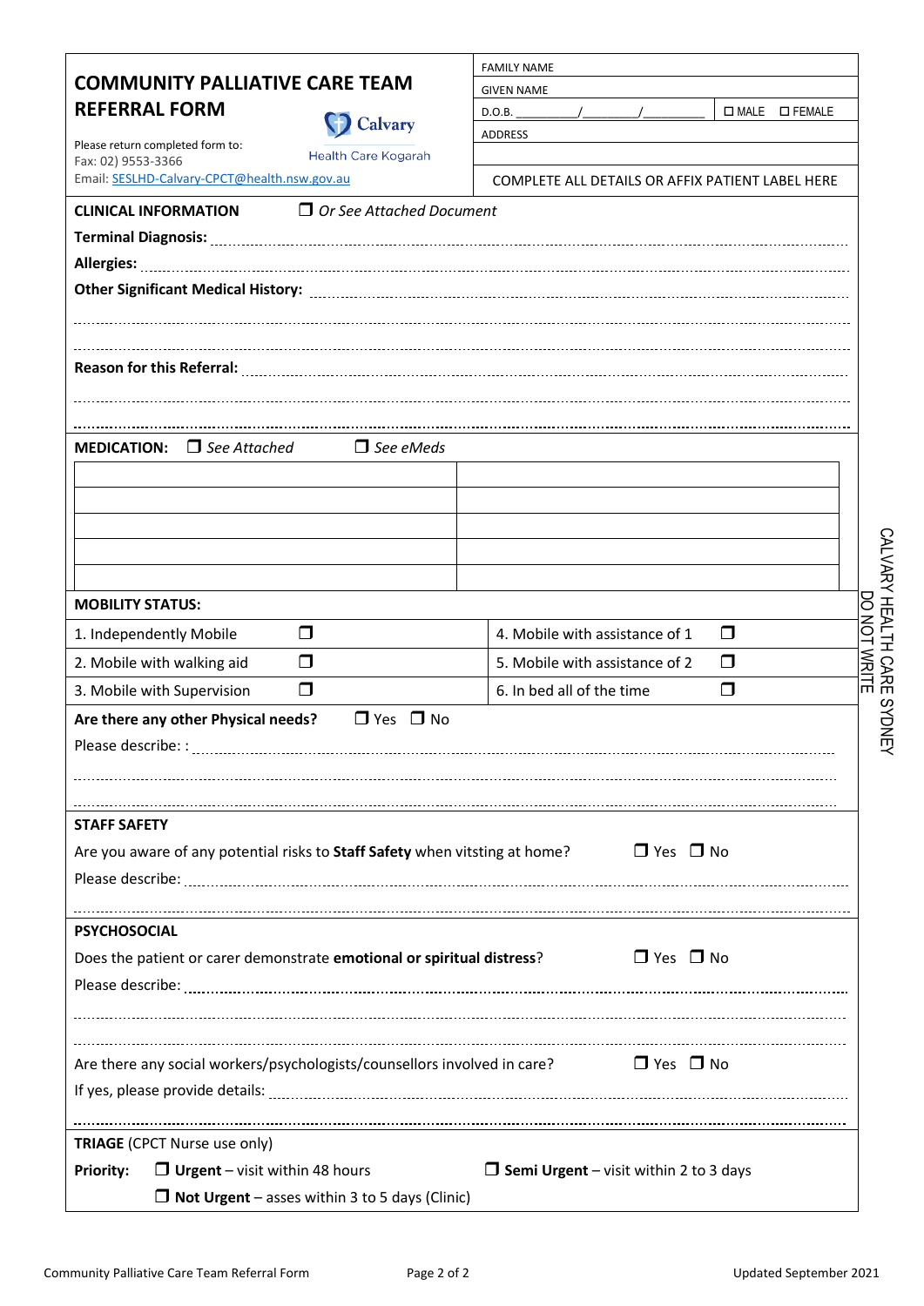# COMMUNITY PALLIATIVE CARE TEAM REFERRAL FORM

Calvary
Health Care Kogarah

Please return completed form to:
Fax: 02) 9553-3366
Email: SESLHD-Calvary-CPCT@health.nsw.gov.au

| | |
|---|---|
| FAMILY NAME | |
| GIVEN NAME | |
| D.O.B. ________/________/_________ | ☐ MALE ☐ FEMALE |
| ADDRESS | |
| | |
| COMPLETE ALL DETAILS OR AFFIX PATIENT LABEL HERE | |

**CLINICAL INFORMATION** ☐ *Or See Attached Document*

**Terminal Diagnosis:** ..........................................................................

**Allergies:** ..........................................................................

**Other Significant Medical History:** ..........................................................................

..........................................................................

..........................................................................

**Reason for this Referral:** ..........................................................................

..........................................................................

..........................................................................

**MEDICATION:** ☐ *See Attached* ☐ *See eMeds*

| | |
|---|---|
| | |
| | |
| | |
| | |
| | |

**MOBILITY STATUS:**

| | |
|---|---|
| 1. Independently Mobile ☐ | 4. Mobile with assistance of 1 ☐ |
| 2. Mobile with walking aid ☐ | 5. Mobile with assistance of 2 ☐ |
| 3. Mobile with Supervision ☐ | 6. In bed all of the time ☐ |

**Are there any other Physical needs?** ☐ Yes ☐ No

Please describe: : ..........................................................................

..........................................................................

..........................................................................

**STAFF SAFETY**

Are you aware of any potential risks to **Staff Safety** when vitsting at home? ☐ Yes ☐ No

Please describe: ..........................................................................

..........................................................................

**PSYCHOSOCIAL**

Does the patient or carer demonstrate **emotional or spiritual distress**? ☐ Yes ☐ No

Please describe: ..........................................................................

..........................................................................

..........................................................................

Are there any social workers/psychologists/counsellors involved in care? ☐ Yes ☐ No

If yes, please provide details: ..........................................................................

..........................................................................

**TRIAGE** (CPCT Nurse use only)

**Priority:** ☐ **Urgent** – visit within 48 hours ☐ **Semi Urgent** – visit within 2 to 3 days

☐ **Not Urgent** – asses within 3 to 5 days (Clinic)

CALVARY HEALTH CARE SYDNEY
DO NOT WRITE

Community Palliative Care Team Referral Form — Updated September 2021